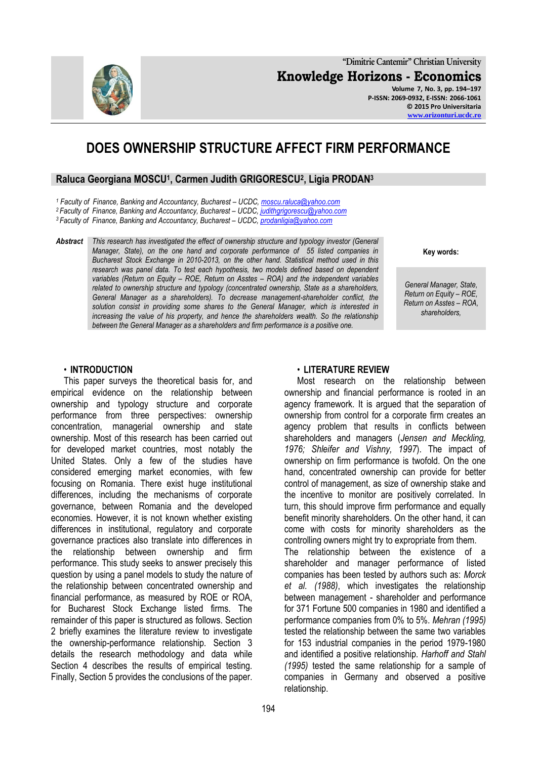# DOES OWNERSHIP STRUCTURE AFFECT FIRM PERFORMANCE

**Raluca Georgiana MOSCU[1], Carmen Judith GRIGORESCU[2], Ligia PRODAN[3]**

*[1] Faculty of Finance, Banking and Accountancy, Bucharest – UCDC, moscu.raluca@yahoo.com*
*[2] Faculty of Finance, Banking and Accountancy, Bucharest – UCDC, judithgrigorescu@yahoo.com*
*[3] Faculty of Finance, Banking and Accountancy, Bucharest – UCDC, prodanligia@yahoo.com*

**Abstract** *This research has investigated the effect of ownership structure and typology investor (General Manager, State), on the one hand and corporate performance of 55 listed companies in Bucharest Stock Exchange in 2010-2013, on the other hand. Statistical method used in this research was panel data. To test each hypothesis, two models defined based on dependent variables (Return on Equity – ROE, Return on Asstes – ROA) and the independent variables related to ownership structure and typology (concentrated ownership, State as a shareholders, General Manager as a shareholders). To decrease management-shareholder conflict, the solution consist in providing some shares to the General Manager, which is interested in increasing the value of his property, and hence the shareholders wealth. So the relationship between the General Manager as a shareholders and firm performance is a positive one.*

**Key words:**

*General Manager, State, Return on Equity – ROE, Return on Asstes – ROA, shareholders,*

## • INTRODUCTION

This paper surveys the theoretical basis for, and empirical evidence on the relationship between ownership and typology structure and corporate performance from three perspectives: ownership concentration, managerial ownership and state ownership. Most of this research has been carried out for developed market countries, most notably the United States. Only a few of the studies have considered emerging market economies, with few focusing on Romania. There exist huge institutional differences, including the mechanisms of corporate governance, between Romania and the developed economies. However, it is not known whether existing differences in institutional, regulatory and corporate governance practices also translate into differences in the relationship between ownership and firm performance. This study seeks to answer precisely this question by using a panel models to study the nature of the relationship between concentrated ownership and financial performance, as measured by ROE or ROA, for Bucharest Stock Exchange listed firms. The remainder of this paper is structured as follows. Section 2 briefly examines the literature review to investigate the ownership-performance relationship. Section 3 details the research methodology and data while Section 4 describes the results of empirical testing. Finally, Section 5 provides the conclusions of the paper.

## • LITERATURE REVIEW

Most research on the relationship between ownership and financial performance is rooted in an agency framework. It is argued that the separation of ownership from control for a corporate firm creates an agency problem that results in conflicts between shareholders and managers (*Jensen and Meckling, 1976; Shleifer and Vishny, 1997*). The impact of ownership on firm performance is twofold. On the one hand, concentrated ownership can provide for better control of management, as size of ownership stake and the incentive to monitor are positively correlated. In turn, this should improve firm performance and equally benefit minority shareholders. On the other hand, it can come with costs for minority shareholders as the controlling owners might try to expropriate from them.

The relationship between the existence of a shareholder and manager performance of listed companies has been tested by authors such as: *Morck et al. (1988)*, which investigates the relationship between management - shareholder and performance for 371 Fortune 500 companies in 1980 and identified a performance companies from 0% to 5%. *Mehran (1995)* tested the relationship between the same two variables for 153 industrial companies in the period 1979-1980 and identified a positive relationship. *Harhoff and Stahl (1995)* tested the same relationship for a sample of companies in Germany and observed a positive relationship.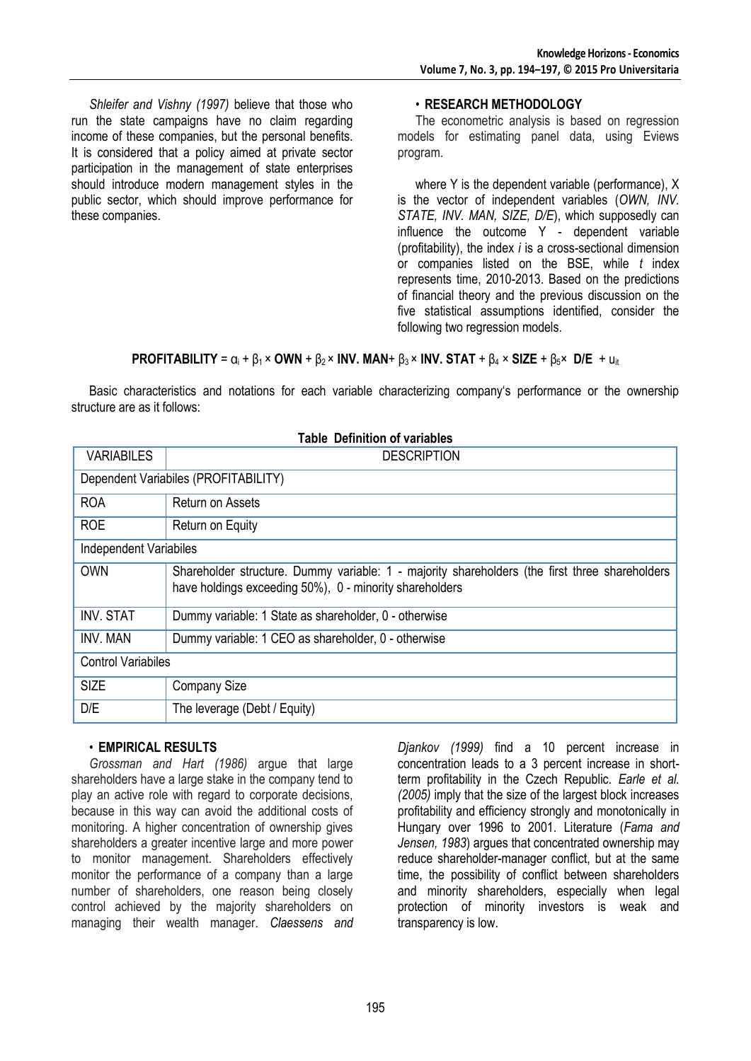*Shleifer and Vishny (1997)* believe that those who run the state campaigns have no claim regarding income of these companies, but the personal benefits. It is considered that a policy aimed at private sector participation in the management of state enterprises should introduce modern management styles in the public sector, which should improve performance for these companies.

## • RESEARCH METHODOLOGY

The econometric analysis is based on regression models for estimating panel data, using Eviews program.

where Y is the dependent variable (performance), X is the vector of independent variables (*OWN, INV. STATE, INV. MAN, SIZE, D/E*), which supposedly can influence the outcome Y - dependent variable (profitability), the index *i* is a cross-sectional dimension or companies listed on the BSE, while *t* index represents time, 2010-2013. Based on the predictions of financial theory and the previous discussion on the five statistical assumptions identified, consider the following two regression models.

$$\textbf{PROFITABILITY} = \alpha_i + \beta_1 \times \textbf{OWN} + \beta_2 \times \textbf{INV. MAN} + \beta_3 \times \textbf{INV. STAT} + \beta_4 \times \textbf{SIZE} + \beta_5 \times \textbf{D/E} + u_{it}$$

Basic characteristics and notations for each variable characterizing company's performance or the ownership structure are as it follows:

**Table Definition of variables**

| VARIABILES | DESCRIPTION |
|---|---|
| Dependent Variabiles (PROFITABILITY) | |
| ROA | Return on Assets |
| ROE | Return on Equity |
| Independent Variabiles | |
| OWN | Shareholder structure. Dummy variable: 1 - majority shareholders (the first three shareholders have holdings exceeding 50%), 0 - minority shareholders |
| INV. STAT | Dummy variable: 1 State as shareholder, 0 - otherwise |
| INV. MAN | Dummy variable: 1 CEO as shareholder, 0 - otherwise |
| Control Variabiles | |
| SIZE | Company Size |
| D/E | The leverage (Debt / Equity) |

## • EMPIRICAL RESULTS

*Grossman and Hart (1986)* argue that large shareholders have a large stake in the company tend to play an active role with regard to corporate decisions, because in this way can avoid the additional costs of monitoring. A higher concentration of ownership gives shareholders a greater incentive large and more power to monitor management. Shareholders effectively monitor the performance of a company than a large number of shareholders, one reason being closely control achieved by the majority shareholders on managing their wealth manager. *Claessens and Djankov (1999)* find a 10 percent increase in concentration leads to a 3 percent increase in short-term profitability in the Czech Republic. *Earle et al. (2005)* imply that the size of the largest block increases profitability and efficiency strongly and monotonically in Hungary over 1996 to 2001. Literature (*Fama and Jensen, 1983*) argues that concentrated ownership may reduce shareholder-manager conflict, but at the same time, the possibility of conflict between shareholders and minority shareholders, especially when legal protection of minority investors is weak and transparency is low.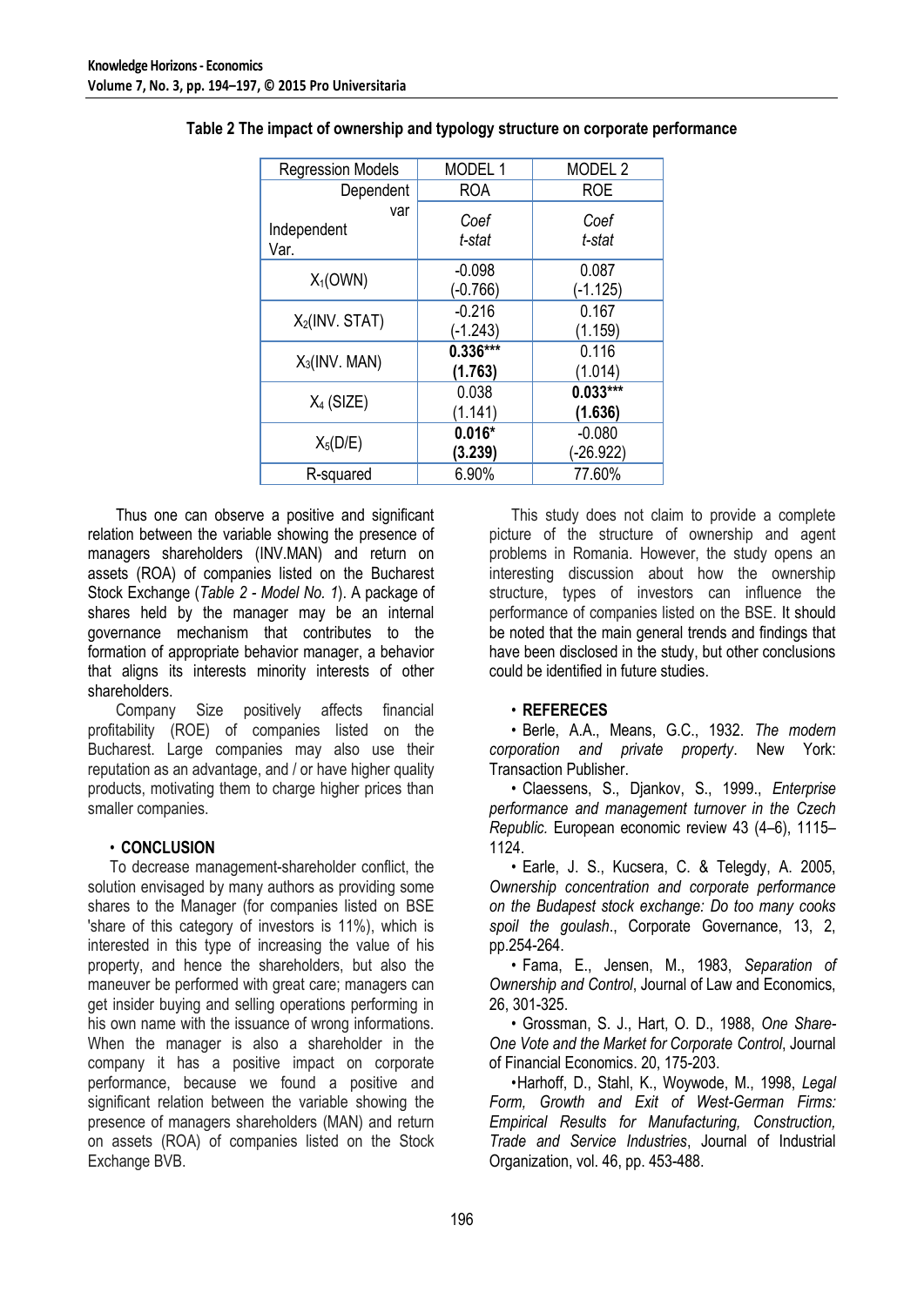**Table 2 The impact of ownership and typology structure on corporate performance**

| Regression Models | MODEL 1 | MODEL 2 |
|---|---|---|
| Dependent var | ROA | ROE |
| Independent Var. | *Coef* *t-stat* | *Coef* *t-stat* |
| $X_1$(OWN) | -0.098 (-0.766) | 0.087 (-1.125) |
| $X_2$(INV. STAT) | -0.216 (-1.243) | 0.167 (1.159) |
| $X_3$(INV. MAN) | **0.336\*\*\* (1.763)** | 0.116 (1.014) |
| $X_4$ (SIZE) | 0.038 (1.141) | **0.033\*\*\* (1.636)** |
| $X_5$(D/E) | **0.016\* (3.239)** | -0.080 (-26.922) |
| R-squared | 6.90% | 77.60% |

Thus one can observe a positive and significant relation between the variable showing the presence of managers shareholders (INV.MAN) and return on assets (ROA) of companies listed on the Bucharest Stock Exchange (*Table 2 - Model No. 1*). A package of shares held by the manager may be an internal governance mechanism that contributes to the formation of appropriate behavior manager, a behavior that aligns its interests minority interests of other shareholders.

Company Size positively affects financial profitability (ROE) of companies listed on the Bucharest. Large companies may also use their reputation as an advantage, and / or have higher quality products, motivating them to charge higher prices than smaller companies.

## • CONCLUSION

To decrease management-shareholder conflict, the solution envisaged by many authors as providing some shares to the Manager (for companies listed on BSE 'share of this category of investors is 11%), which is interested in this type of increasing the value of his property, and hence the shareholders, but also the maneuver be performed with great care; managers can get insider buying and selling operations performing in his own name with the issuance of wrong informations. When the manager is also a shareholder in the company it has a positive impact on corporate performance, because we found a positive and significant relation between the variable showing the presence of managers shareholders (MAN) and return on assets (ROA) of companies listed on the Stock Exchange BVB.

This study does not claim to provide a complete picture of the structure of ownership and agent problems in Romania. However, the study opens an interesting discussion about how the ownership structure, types of investors can influence the performance of companies listed on the BSE. It should be noted that the main general trends and findings that have been disclosed in the study, but other conclusions could be identified in future studies.

## • REFERECES

• Berle, A.A., Means, G.C., 1932. *The modern corporation and private property*. New York: Transaction Publisher.

• Claessens, S., Djankov, S., 1999., *Enterprise performance and management turnover in the Czech Republic*. European economic review 43 (4–6), 1115–1124.

• Earle, J. S., Kucsera, C. & Telegdy, A. 2005, *Ownership concentration and corporate performance on the Budapest stock exchange: Do too many cooks spoil the goulash*., Corporate Governance, 13, 2, pp.254-264.

• Fama, E., Jensen, M., 1983, *Separation of Ownership and Control*, Journal of Law and Economics, 26, 301-325.

• Grossman, S. J., Hart, O. D., 1988, *One Share-One Vote and the Market for Corporate Control*, Journal of Financial Economics. 20, 175-203.

•Harhoff, D., Stahl, K., Woywode, M., 1998, *Legal Form, Growth and Exit of West-German Firms: Empirical Results for Manufacturing, Construction, Trade and Service Industries*, Journal of Industrial Organization, vol. 46, pp. 453-488.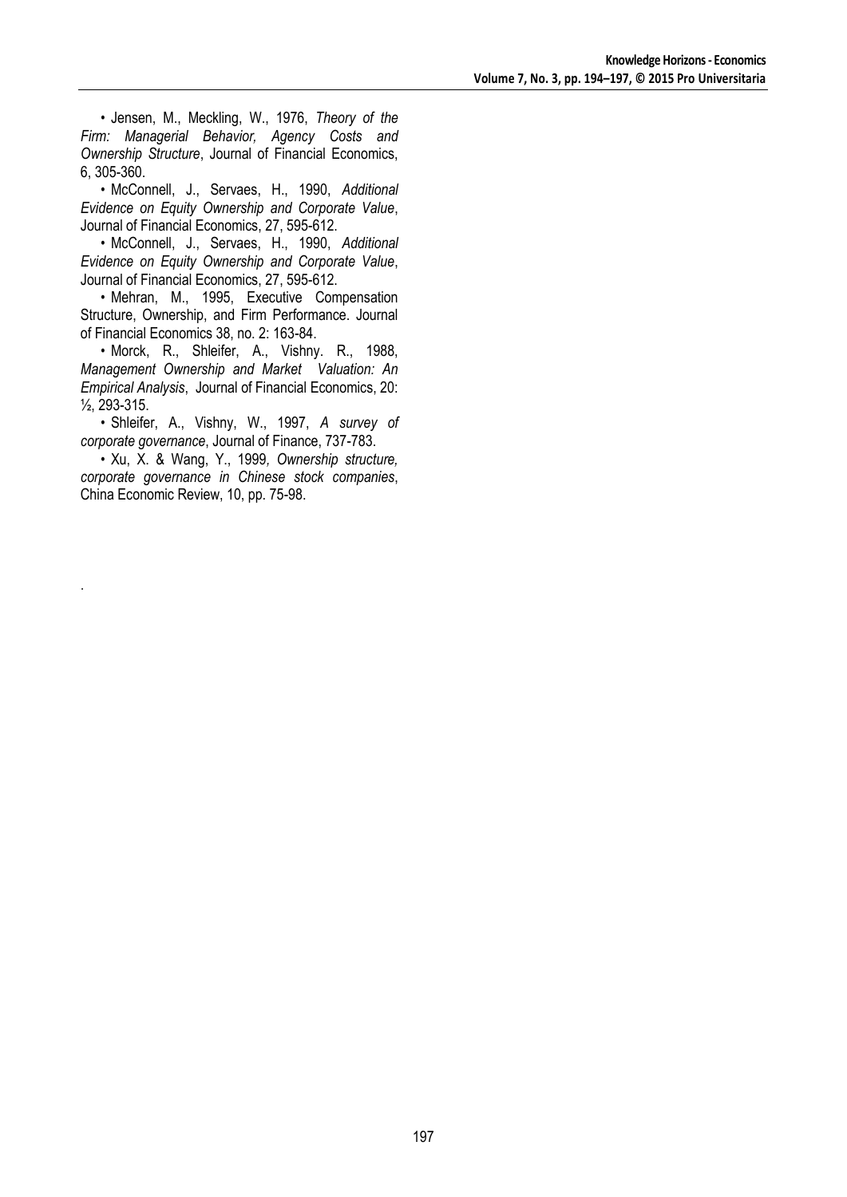- Jensen, M., Meckling, W., 1976, *Theory of the Firm: Managerial Behavior, Agency Costs and Ownership Structure*, Journal of Financial Economics, 6, 305-360.
- McConnell, J., Servaes, H., 1990, *Additional Evidence on Equity Ownership and Corporate Value*, Journal of Financial Economics, 27, 595-612.
- McConnell, J., Servaes, H., 1990, *Additional Evidence on Equity Ownership and Corporate Value*, Journal of Financial Economics, 27, 595-612.
- Mehran, M., 1995, Executive Compensation Structure, Ownership, and Firm Performance. Journal of Financial Economics 38, no. 2: 163-84.
- Morck, R., Shleifer, A., Vishny. R., 1988, *Management Ownership and Market Valuation: An Empirical Analysis*, Journal of Financial Economics, 20: ½, 293-315.
- Shleifer, A., Vishny, W., 1997, *A survey of corporate governance*, Journal of Finance, 737-783.
- Xu, X. & Wang, Y., 1999*, Ownership structure, corporate governance in Chinese stock companies*, China Economic Review, 10, pp. 75-98.

.